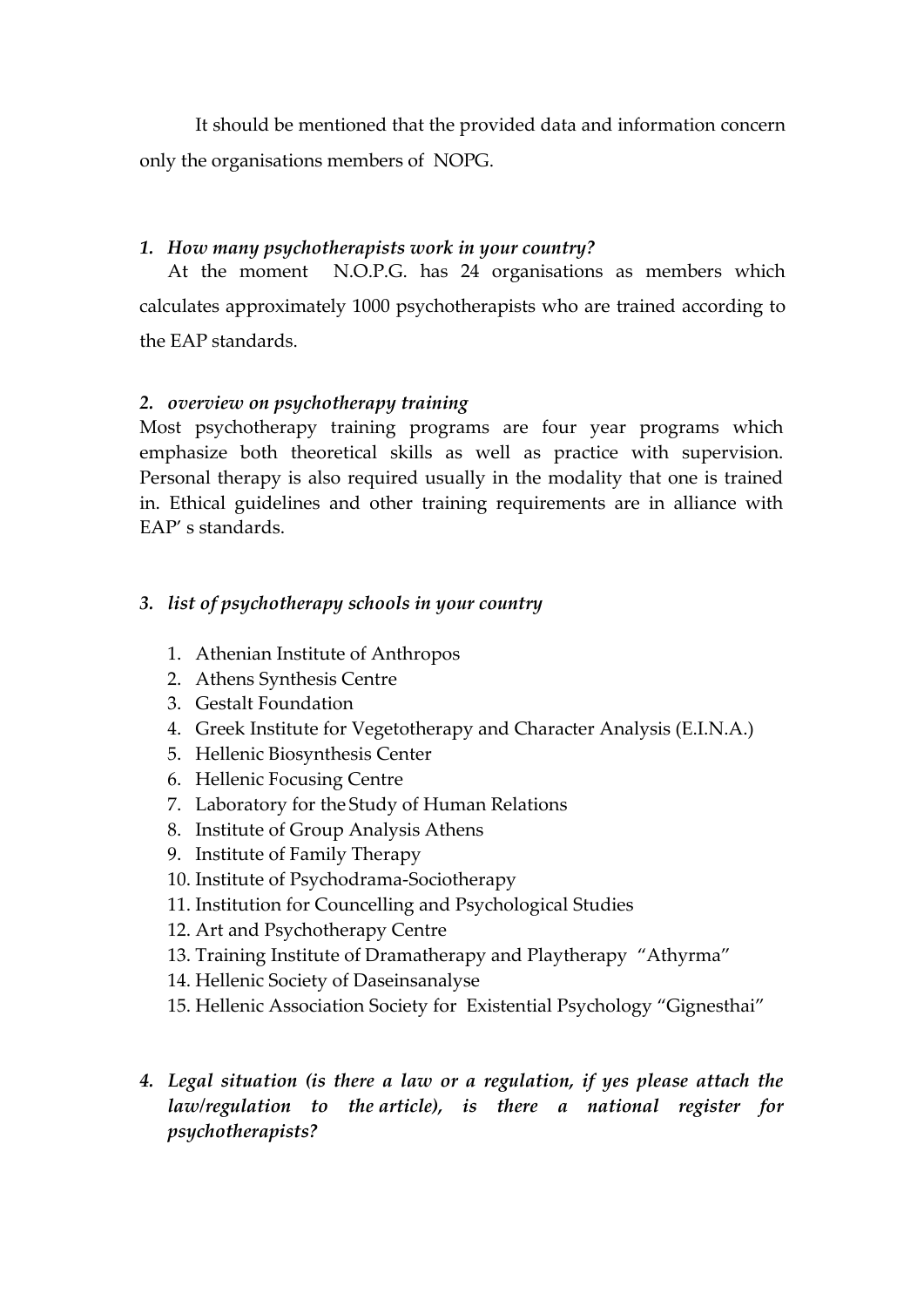It should be mentioned that the provided data and information concern only the organisations members of NOPG.

1. ***How many psychotherapists work in your country?***

At the moment N.O.P.G. has 24 organisations as members which calculates approximately 1000 psychotherapists who are trained according to the EAP standards.

2. ***overview on psychotherapy training***

Most psychotherapy training programs are four year programs which emphasize both theoretical skills as well as practice with supervision. Personal therapy is also required usually in the modality that one is trained in. Ethical guidelines and other training requirements are in alliance with EAP' s standards.

3. ***list of psychotherapy schools in your country***

    1. Athenian Institute of Anthropos
    2. Athens Synthesis Centre
    3. Gestalt Foundation
    4. Greek Institute for Vegetotherapy and Character Analysis (E.I.N.A.)
    5. Hellenic Biosynthesis Center
    6. Hellenic Focusing Centre
    7. Laboratory for the Study of Human Relations
    8. Institute of Group Analysis Athens
    9. Institute of Family Therapy
    10. Institute of Psychodrama-Sociotherapy
    11. Institution for Councelling and Psychological Studies
    12. Art and Psychotherapy Centre
    13. Training Institute of Dramatherapy and Playtherapy "Athyrma"
    14. Hellenic Society of Daseinsanalyse
    15. Hellenic Association Society for Existential Psychology "Gignesthai"

4. ***Legal situation (is there a law or a regulation, if yes please attach the law/regulation to the article), is there a national register for psychotherapists?***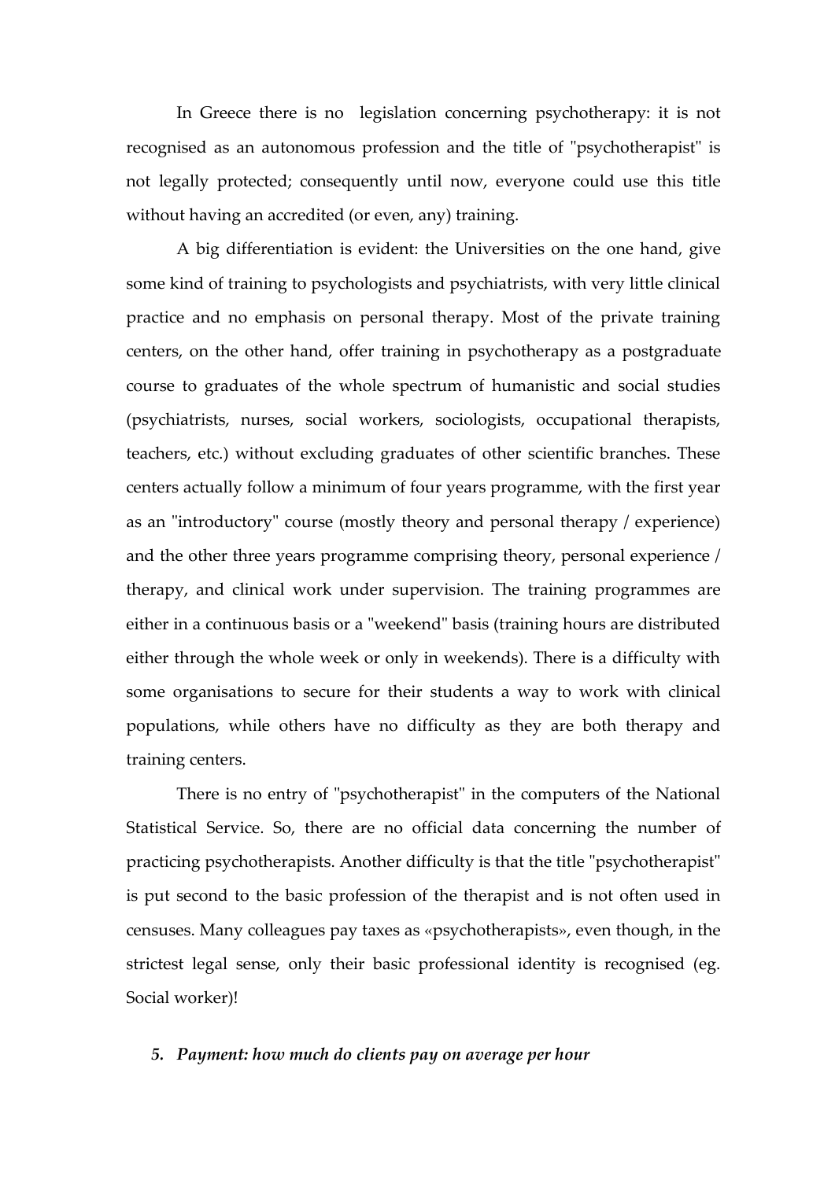In Greece there is no legislation concerning psychotherapy: it is not recognised as an autonomous profession and the title of "psychotherapist" is not legally protected; consequently until now, everyone could use this title without having an accredited (or even, any) training.

A big differentiation is evident: the Universities on the one hand, give some kind of training to psychologists and psychiatrists, with very little clinical practice and no emphasis on personal therapy. Most of the private training centers, on the other hand, offer training in psychotherapy as a postgraduate course to graduates of the whole spectrum of humanistic and social studies (psychiatrists, nurses, social workers, sociologists, occupational therapists, teachers, etc.) without excluding graduates of other scientific branches. These centers actually follow a minimum of four years programme, with the first year as an "introductory" course (mostly theory and personal therapy / experience) and the other three years programme comprising theory, personal experience / therapy, and clinical work under supervision. The training programmes are either in a continuous basis or a "weekend" basis (training hours are distributed either through the whole week or only in weekends). There is a difficulty with some organisations to secure for their students a way to work with clinical populations, while others have no difficulty as they are both therapy and training centers.

There is no entry of "psychotherapist" in the computers of the National Statistical Service. So, there are no official data concerning the number of practicing psychotherapists. Another difficulty is that the title "psychotherapist" is put second to the basic profession of the therapist and is not often used in censuses. Many colleagues pay taxes as «psychotherapists», even though, in the strictest legal sense, only their basic professional identity is recognised (eg. Social worker)!

### 5. *Payment: how much do clients pay on average per hour*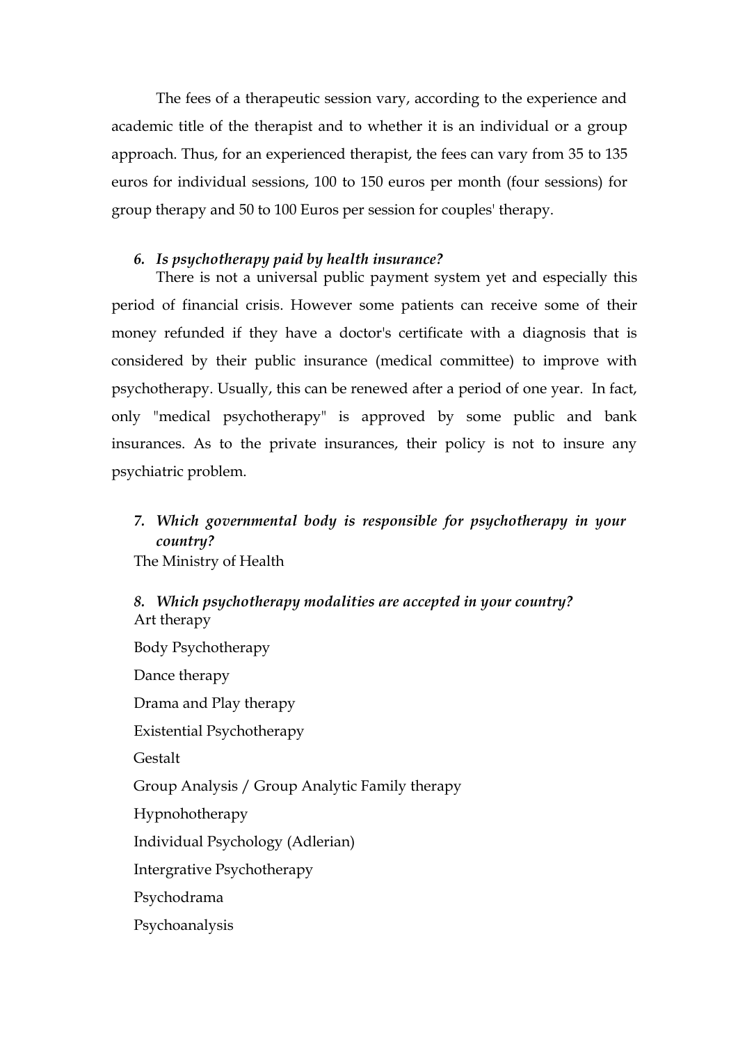The fees of a therapeutic session vary, according to the experience and academic title of the therapist and to whether it is an individual or a group approach. Thus, for an experienced therapist, the fees can vary from 35 to 135 euros for individual sessions, 100 to 150 euros per month (four sessions) for group therapy and 50 to 100 Euros per session for couples' therapy.

6. *Is psychotherapy paid by health insurance?*

There is not a universal public payment system yet and especially this period of financial crisis. However some patients can receive some of their money refunded if they have a doctor's certificate with a diagnosis that is considered by their public insurance (medical committee) to improve with psychotherapy. Usually, this can be renewed after a period of one year. In fact, only "medical psychotherapy" is approved by some public and bank insurances. As to the private insurances, their policy is not to insure any psychiatric problem.

7. *Which governmental body is responsible for psychotherapy in your country?*

The Ministry of Health

8. *Which psychotherapy modalities are accepted in your country?*

Art therapy

Body Psychotherapy

Dance therapy

Drama and Play therapy

Existential Psychotherapy

Gestalt

Group Analysis / Group Analytic Family therapy

Hypnohotherapy

Individual Psychology (Adlerian)

Intergrative Psychotherapy

Psychodrama

Psychoanalysis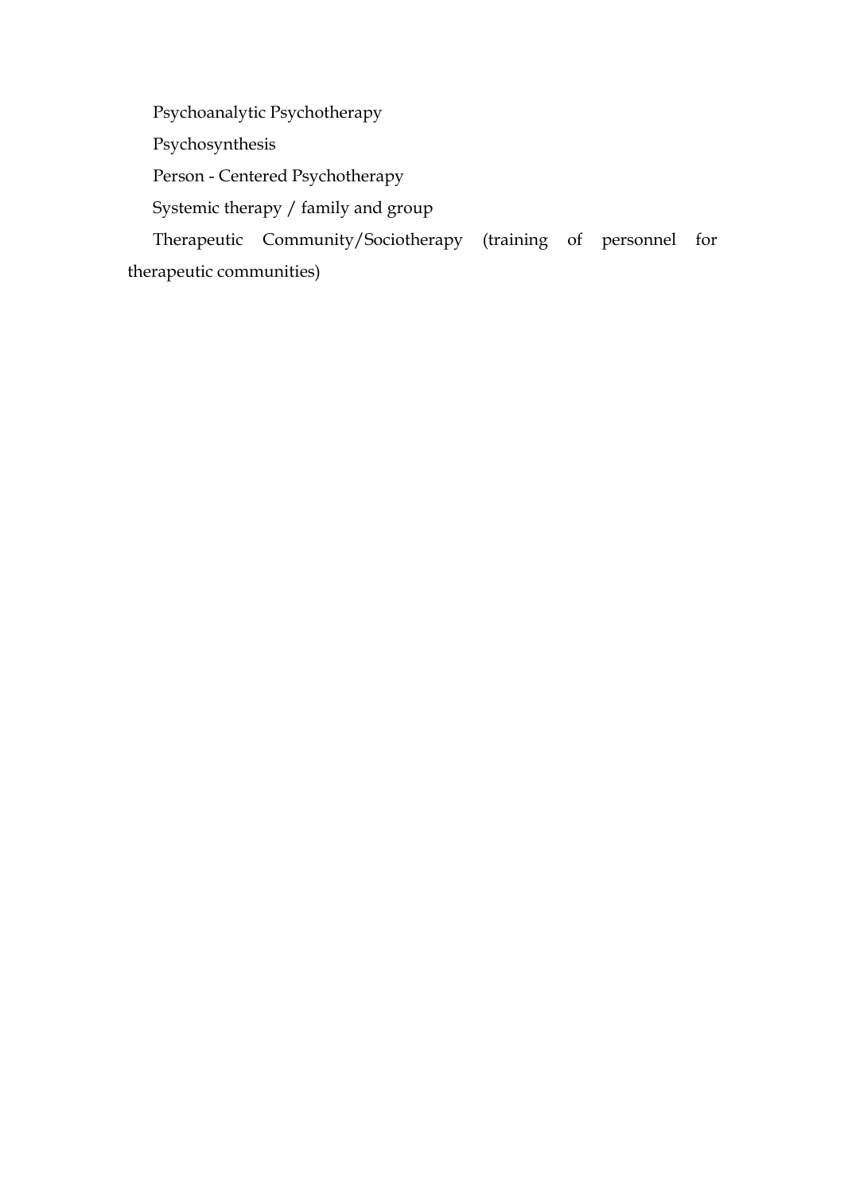Psychoanalytic Psychotherapy

Psychosynthesis

Person - Centered Psychotherapy

Systemic therapy / family and group

Therapeutic Community/Sociotherapy (training of personnel for therapeutic communities)